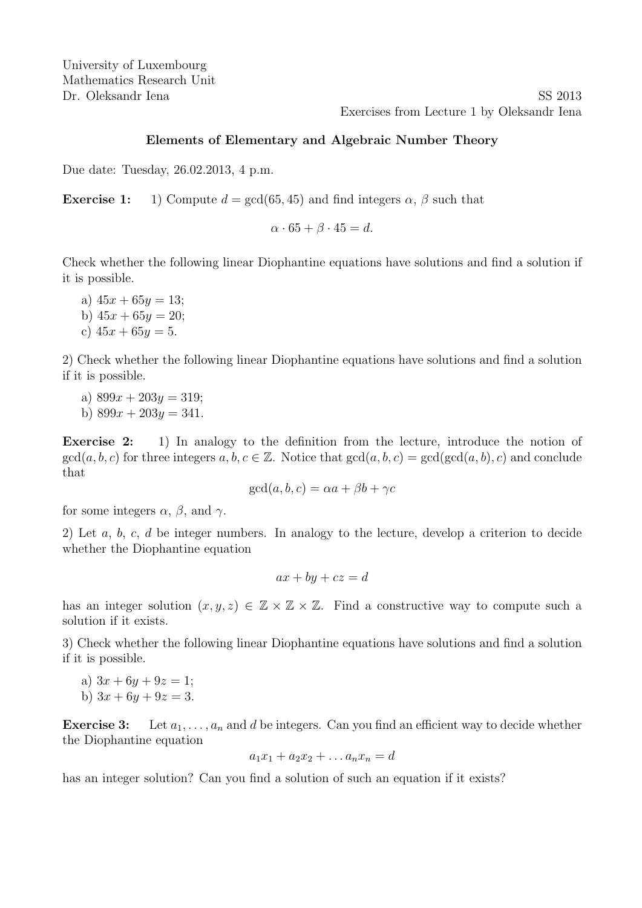University of Luxembourg
Mathematics Research Unit
Dr. Oleksandr Iena — SS 2013

Exercises from Lecture 1 by Oleksandr Iena

## Elements of Elementary and Algebraic Number Theory

Due date: Tuesday, 26.02.2013, 4 p.m.

**Exercise 1:** 1) Compute $d = \gcd(65, 45)$ and find integers $\alpha$, $\beta$ such that

$$\alpha \cdot 65 + \beta \cdot 45 = d.$$

Check whether the following linear Diophantine equations have solutions and find a solution if it is possible.

a) $45x + 65y = 13$;
b) $45x + 65y = 20$;
c) $45x + 65y = 5$.

2) Check whether the following linear Diophantine equations have solutions and find a solution if it is possible.

a) $899x + 203y = 319$;
b) $899x + 203y = 341$.

**Exercise 2:** 1) In analogy to the definition from the lecture, introduce the notion of $\gcd(a, b, c)$ for three integers $a, b, c \in \mathbb{Z}$. Notice that $\gcd(a, b, c) = \gcd(\gcd(a, b), c)$ and conclude that

$$\gcd(a, b, c) = \alpha a + \beta b + \gamma c$$

for some integers $\alpha$, $\beta$, and $\gamma$.

2) Let $a$, $b$, $c$, $d$ be integer numbers. In analogy to the lecture, develop a criterion to decide whether the Diophantine equation

$$ax + by + cz = d$$

has an integer solution $(x, y, z) \in \mathbb{Z} \times \mathbb{Z} \times \mathbb{Z}$. Find a constructive way to compute such a solution if it exists.

3) Check whether the following linear Diophantine equations have solutions and find a solution if it is possible.

a) $3x + 6y + 9z = 1$;
b) $3x + 6y + 9z = 3$.

**Exercise 3:** Let $a_1, \ldots, a_n$ and $d$ be integers. Can you find an efficient way to decide whether the Diophantine equation

$$a_1x_1 + a_2x_2 + \ldots a_nx_n = d$$

has an integer solution? Can you find a solution of such an equation if it exists?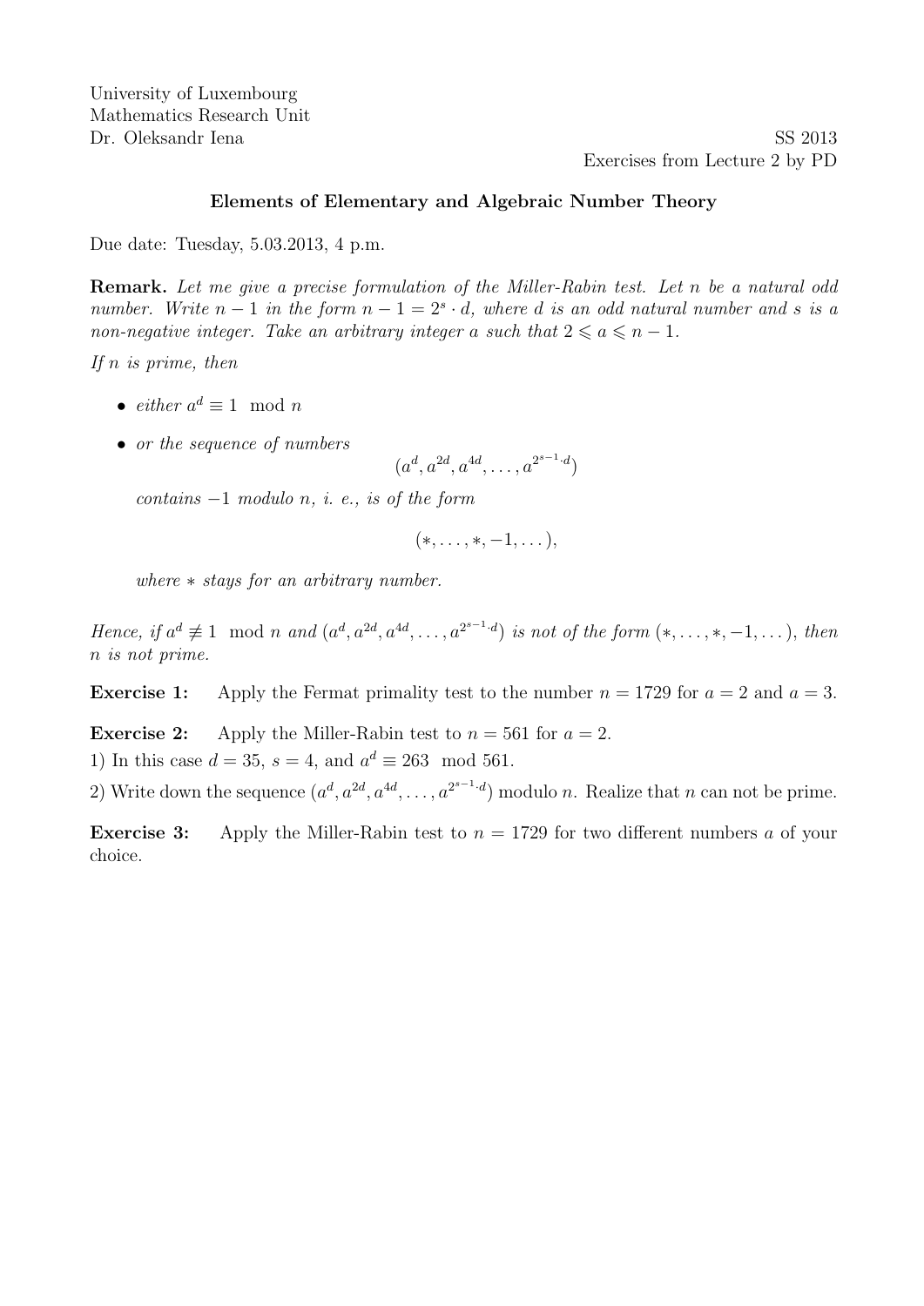University of Luxembourg
Mathematics Research Unit
Dr. Oleksandr Iena

SS 2013
Exercises from Lecture 2 by PD

## Elements of Elementary and Algebraic Number Theory

Due date: Tuesday, 5.03.2013, 4 p.m.

**Remark.** *Let me give a precise formulation of the Miller-Rabin test. Let $n$ be a natural odd number. Write $n-1$ in the form $n-1 = 2^s \cdot d$, where $d$ is an odd natural number and $s$ is a non-negative integer. Take an arbitrary integer $a$ such that $2 \leqslant a \leqslant n-1$.*

*If $n$ is prime, then*

- *either $a^d \equiv 1 \mod n$*
- *or the sequence of numbers*
$$(a^d, a^{2d}, a^{4d}, \dots, a^{2^{s-1} \cdot d})$$
*contains $-1$ modulo $n$, i. e., is of the form*
$$(*, \dots, *, -1, \dots),$$
*where $*$ stays for an arbitrary number.*

*Hence, if $a^d \not\equiv 1 \mod n$ and $(a^d, a^{2d}, a^{4d}, \dots, a^{2^{s-1} \cdot d})$ is not of the form $(*, \dots, *, -1, \dots)$, then $n$ is not prime.*

**Exercise 1:** Apply the Fermat primality test to the number $n = 1729$ for $a = 2$ and $a = 3$.

**Exercise 2:** Apply the Miller-Rabin test to $n = 561$ for $a = 2$.

1) In this case $d = 35$, $s = 4$, and $a^d \equiv 263 \mod 561$.

2) Write down the sequence $(a^d, a^{2d}, a^{4d}, \dots, a^{2^{s-1} \cdot d})$ modulo $n$. Realize that $n$ can not be prime.

**Exercise 3:** Apply the Miller-Rabin test to $n = 1729$ for two different numbers $a$ of your choice.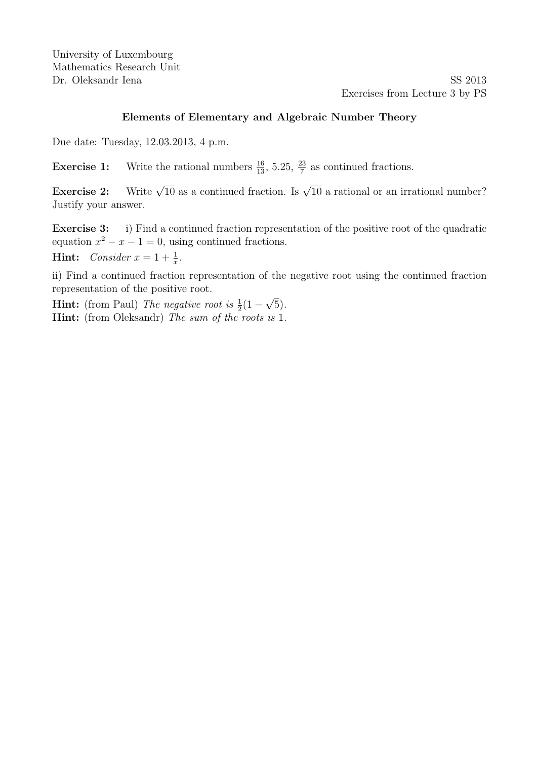University of Luxembourg
Mathematics Research Unit
Dr. Oleksandr Iena

SS 2013
Exercises from Lecture 3 by PS

### Elements of Elementary and Algebraic Number Theory

Due date: Tuesday, 12.03.2013, 4 p.m.

**Exercise 1:** Write the rational numbers $\frac{16}{13}$, 5.25, $\frac{23}{7}$ as continued fractions.

**Exercise 2:** Write $\sqrt{10}$ as a continued fraction. Is $\sqrt{10}$ a rational or an irrational number? Justify your answer.

**Exercise 3:** i) Find a continued fraction representation of the positive root of the quadratic equation $x^2 - x - 1 = 0$, using continued fractions.

**Hint:** *Consider* $x = 1 + \frac{1}{x}$.

ii) Find a continued fraction representation of the negative root using the continued fraction representation of the positive root.

**Hint:** (from Paul) *The negative root is* $\frac{1}{2}(1 - \sqrt{5})$.

**Hint:** (from Oleksandr) *The sum of the roots is* 1.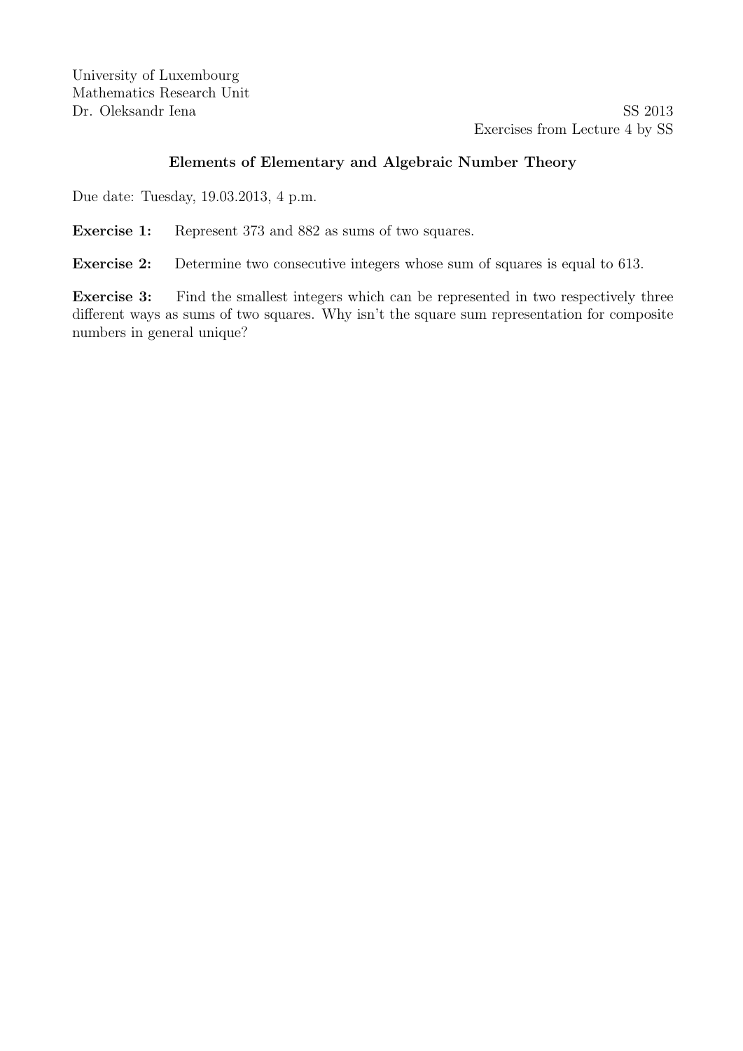University of Luxembourg
Mathematics Research Unit
Dr. Oleksandr Iena

SS 2013
Exercises from Lecture 4 by SS

### Elements of Elementary and Algebraic Number Theory

Due date: Tuesday, 19.03.2013, 4 p.m.

**Exercise 1:** Represent 373 and 882 as sums of two squares.

**Exercise 2:** Determine two consecutive integers whose sum of squares is equal to 613.

**Exercise 3:** Find the smallest integers which can be represented in two respectively three different ways as sums of two squares. Why isn't the square sum representation for composite numbers in general unique?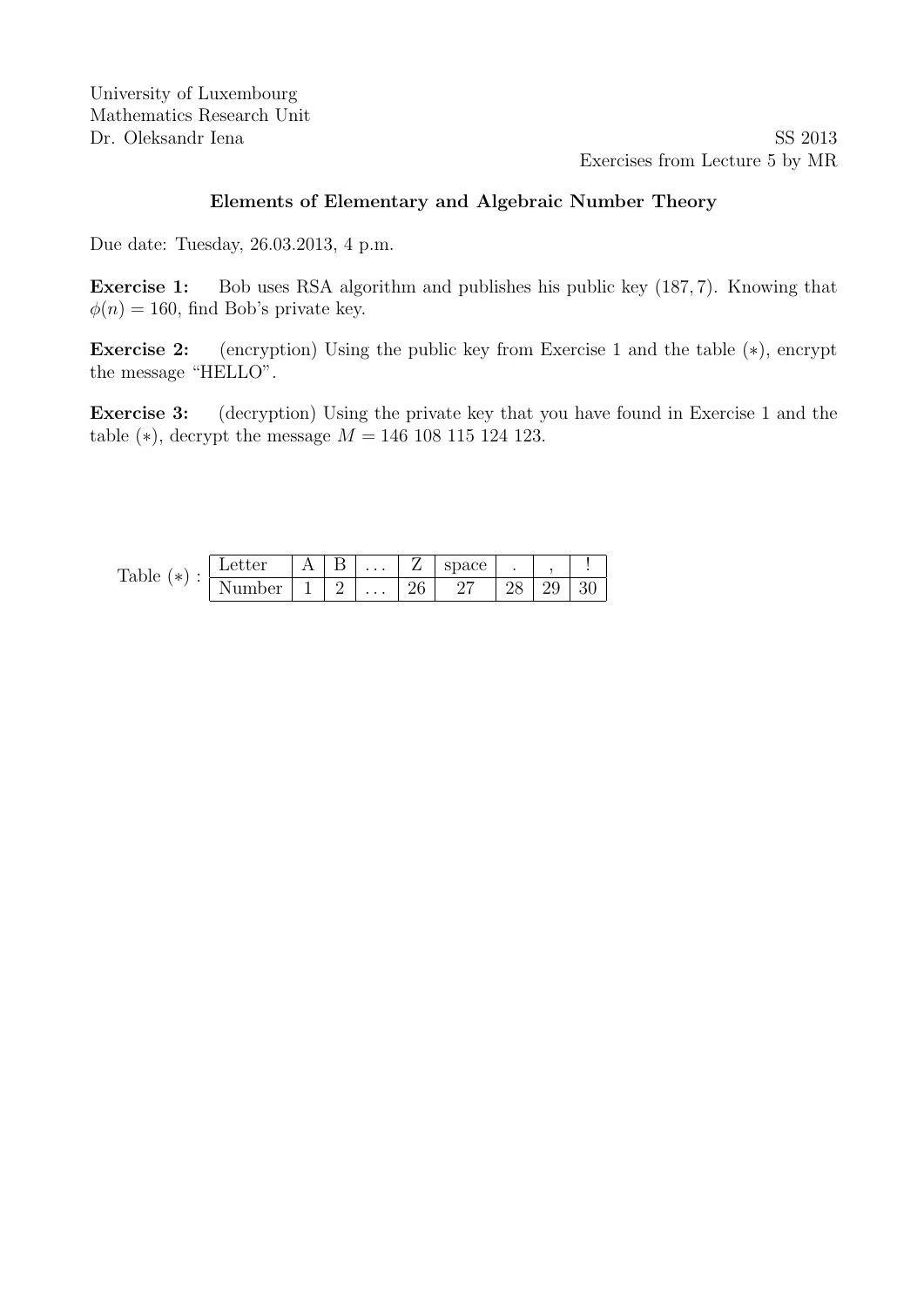University of Luxembourg
Mathematics Research Unit
Dr. Oleksandr Iena

SS 2013
Exercises from Lecture 5 by MR

## Elements of Elementary and Algebraic Number Theory

Due date: Tuesday, 26.03.2013, 4 p.m.

**Exercise 1:** Bob uses RSA algorithm and publishes his public key $(187, 7)$. Knowing that $\phi(n) = 160$, find Bob's private key.

**Exercise 2:** (encryption) Using the public key from Exercise 1 and the table $(*)$, encrypt the message "HELLO".

**Exercise 3:** (decryption) Using the private key that you have found in Exercise 1 and the table $(*)$, decrypt the message $M = 146\ 108\ 115\ 124\ 123$.

Table $(*)$ :

| Letter | A | B | ... | Z | space | . | , | ! |
|---|---|---|---|---|---|---|---|---|
| Number | 1 | 2 | ... | 26 | 27 | 28 | 29 | 30 |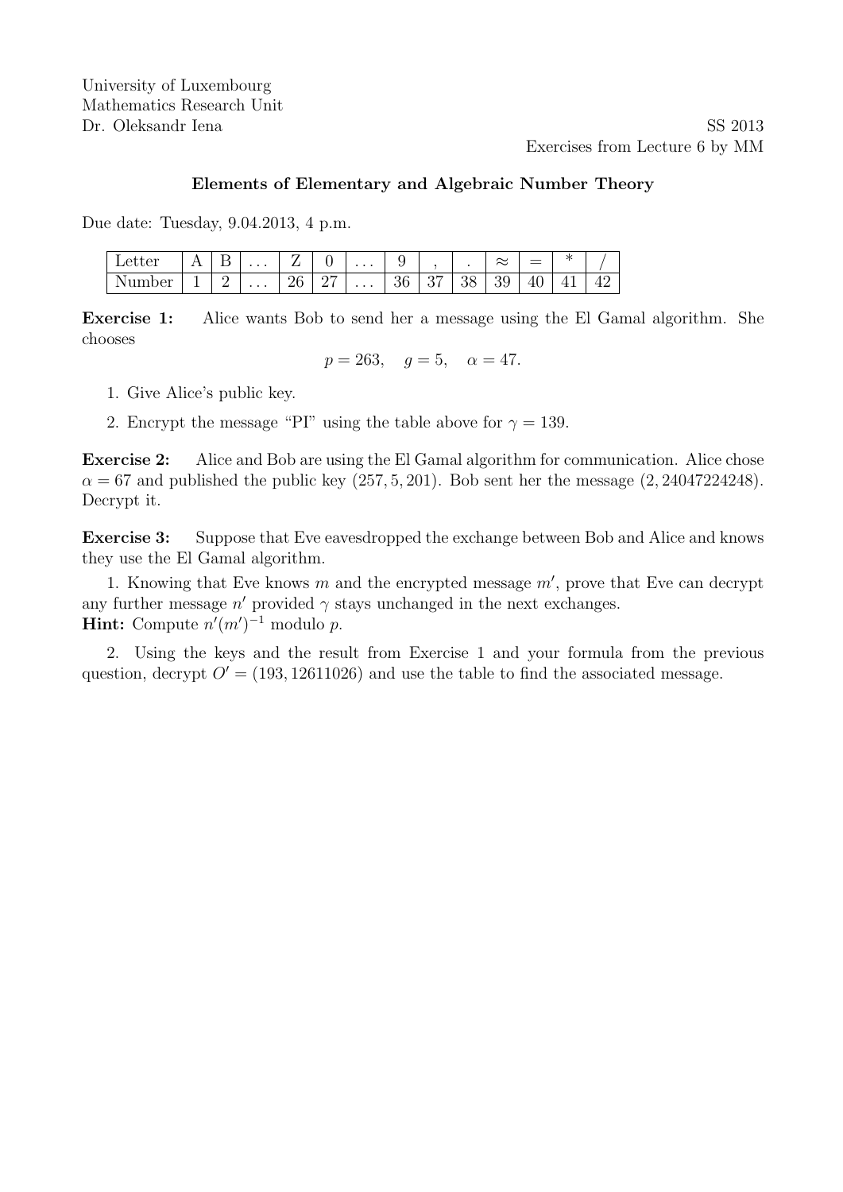University of Luxembourg
Mathematics Research Unit
Dr. Oleksandr Iena

SS 2013
Exercises from Lecture 6 by MM

## Elements of Elementary and Algebraic Number Theory

Due date: Tuesday, 9.04.2013, 4 p.m.

| Letter | A | B | ... | Z | 0 | ... | 9 | , | . | $\approx$ | = | * | / |
|---|---|---|---|---|---|---|---|---|---|---|---|---|---|
| Number | 1 | 2 | ... | 26 | 27 | ... | 36 | 37 | 38 | 39 | 40 | 41 | 42 |

**Exercise 1:** Alice wants Bob to send her a message using the El Gamal algorithm. She chooses

$$p = 263, \quad g = 5, \quad \alpha = 47.$$

1. Give Alice's public key.
2. Encrypt the message "PI" using the table above for $\gamma = 139$.

**Exercise 2:** Alice and Bob are using the El Gamal algorithm for communication. Alice chose $\alpha = 67$ and published the public key $(257, 5, 201)$. Bob sent her the message $(2, 24047224248)$. Decrypt it.

**Exercise 3:** Suppose that Eve eavesdropped the exchange between Bob and Alice and knows they use the El Gamal algorithm.

1. Knowing that Eve knows $m$ and the encrypted message $m'$, prove that Eve can decrypt any further message $n'$ provided $\gamma$ stays unchanged in the next exchanges.
**Hint:** Compute $n'(m')^{-1}$ modulo $p$.

2. Using the keys and the result from Exercise 1 and your formula from the previous question, decrypt $O' = (193, 12611026)$ and use the table to find the associated message.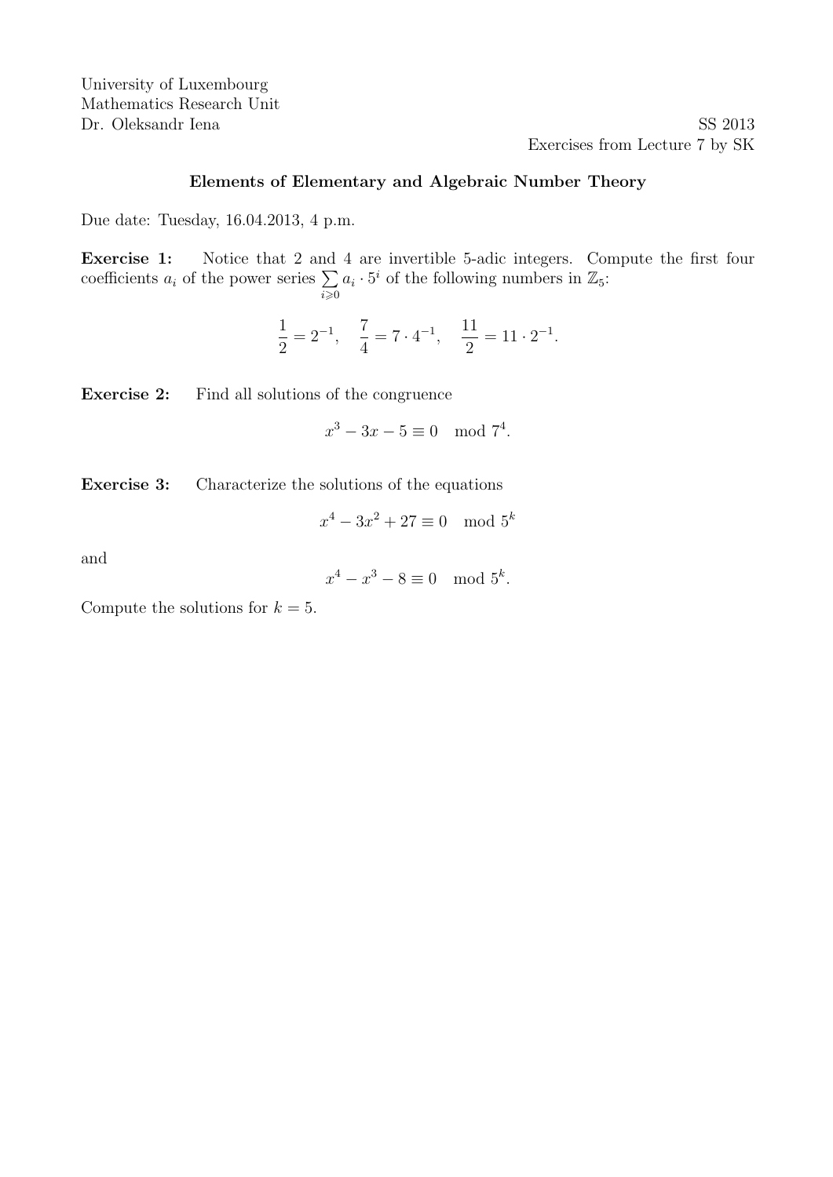University of Luxembourg
Mathematics Research Unit
Dr. Oleksandr Iena

SS 2013
Exercises from Lecture 7 by SK

**Elements of Elementary and Algebraic Number Theory**

Due date: Tuesday, 16.04.2013, 4 p.m.

**Exercise 1:** Notice that 2 and 4 are invertible 5-adic integers. Compute the first four coefficients $a_i$ of the power series $\sum_{i \geqslant 0} a_i \cdot 5^i$ of the following numbers in $\mathbb{Z}_5$:

$$\frac{1}{2} = 2^{-1}, \quad \frac{7}{4} = 7 \cdot 4^{-1}, \quad \frac{11}{2} = 11 \cdot 2^{-1}.$$

**Exercise 2:** Find all solutions of the congruence

$$x^3 - 3x - 5 \equiv 0 \mod 7^4.$$

**Exercise 3:** Characterize the solutions of the equations

$$x^4 - 3x^2 + 27 \equiv 0 \mod 5^k$$

and

$$x^4 - x^3 - 8 \equiv 0 \mod 5^k.$$

Compute the solutions for $k = 5$.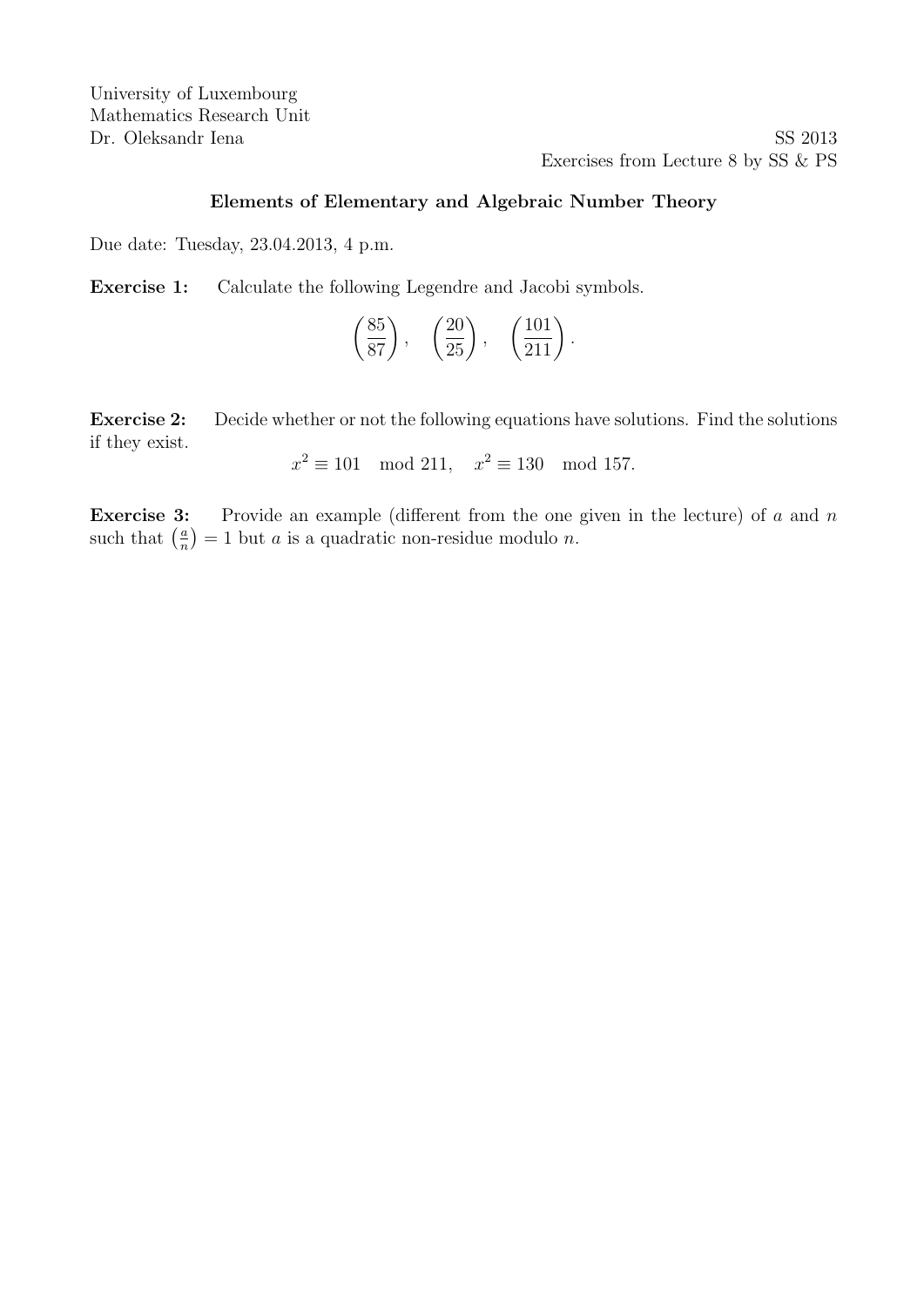University of Luxembourg
Mathematics Research Unit
Dr. Oleksandr Iena

SS 2013
Exercises from Lecture 8 by SS & PS

### Elements of Elementary and Algebraic Number Theory

Due date: Tuesday, 23.04.2013, 4 p.m.

**Exercise 1:** Calculate the following Legendre and Jacobi symbols.

$$\left(\frac{85}{87}\right), \quad \left(\frac{20}{25}\right), \quad \left(\frac{101}{211}\right).$$

**Exercise 2:** Decide whether or not the following equations have solutions. Find the solutions if they exist.

$$x^2 \equiv 101 \mod 211, \quad x^2 \equiv 130 \mod 157.$$

**Exercise 3:** Provide an example (different from the one given in the lecture) of $a$ and $n$ such that $\left(\frac{a}{n}\right) = 1$ but $a$ is a quadratic non-residue modulo $n$.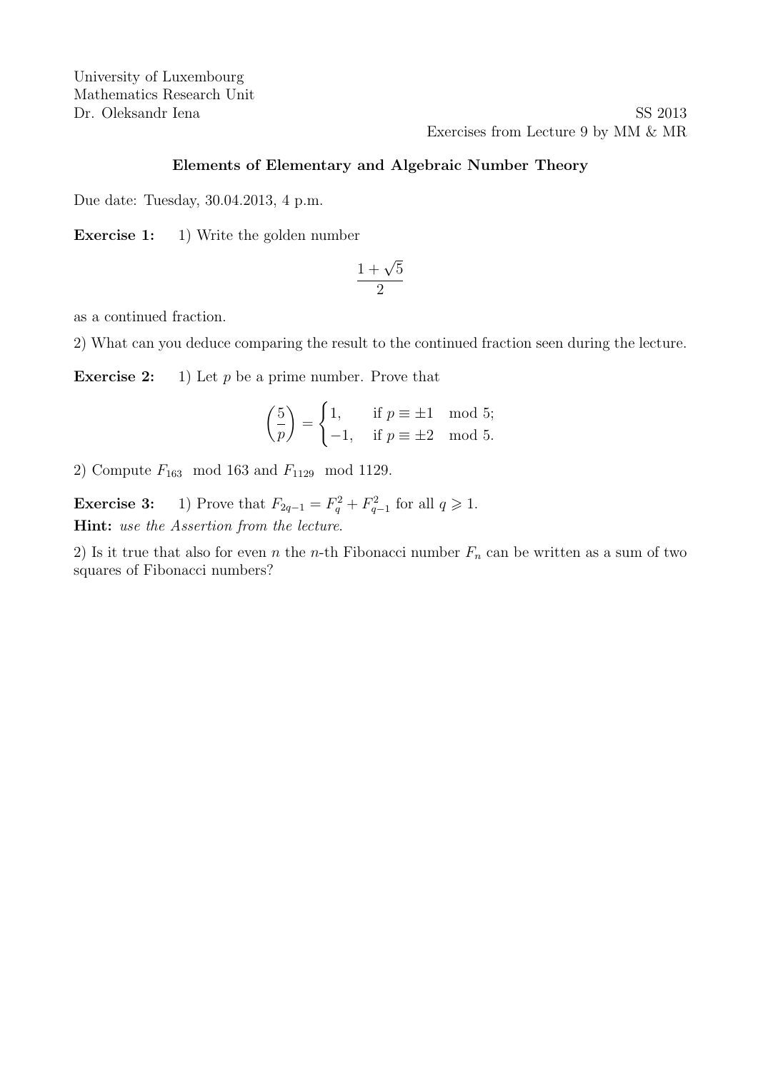University of Luxembourg
Mathematics Research Unit
Dr. Oleksandr Iena

SS 2013
Exercises from Lecture 9 by MM & MR

## Elements of Elementary and Algebraic Number Theory

Due date: Tuesday, 30.04.2013, 4 p.m.

**Exercise 1:** 1) Write the golden number

$$\frac{1+\sqrt{5}}{2}$$

as a continued fraction.

2) What can you deduce comparing the result to the continued fraction seen during the lecture.

**Exercise 2:** 1) Let $p$ be a prime number. Prove that

$$\left(\frac{5}{p}\right) = \begin{cases} 1, & \text{if } p \equiv \pm 1 \mod 5; \\ -1, & \text{if } p \equiv \pm 2 \mod 5. \end{cases}$$

2) Compute $F_{163} \mod 163$ and $F_{1129} \mod 1129$.

**Exercise 3:** 1) Prove that $F_{2q-1} = F_q^2 + F_{q-1}^2$ for all $q \geqslant 1$.
**Hint:** *use the Assertion from the lecture.*

2) Is it true that also for even $n$ the $n$-th Fibonacci number $F_n$ can be written as a sum of two squares of Fibonacci numbers?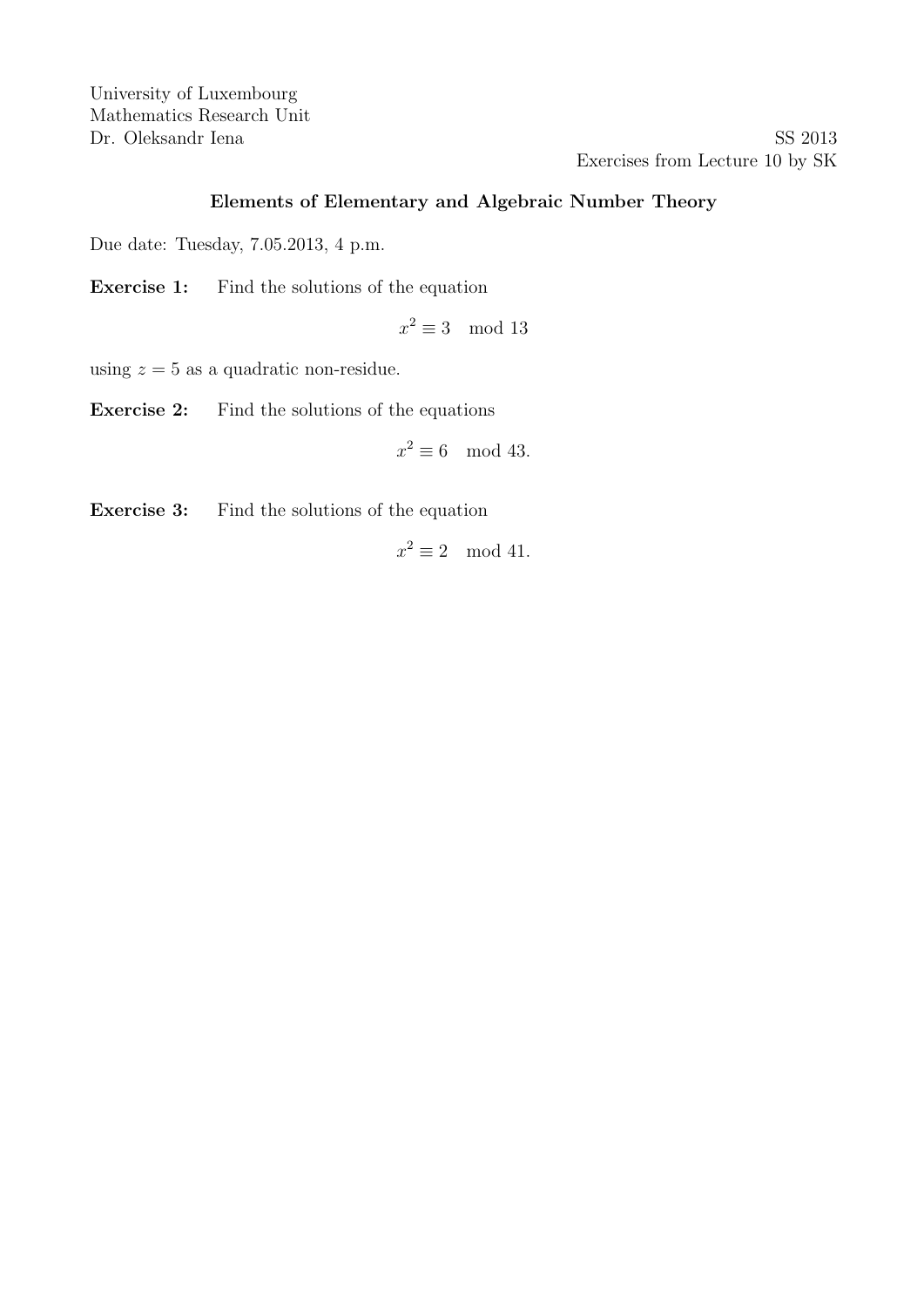University of Luxembourg
Mathematics Research Unit
Dr. Oleksandr Iena

SS 2013
Exercises from Lecture 10 by SK

## Elements of Elementary and Algebraic Number Theory

Due date: Tuesday, 7.05.2013, 4 p.m.

**Exercise 1:** Find the solutions of the equation

$$x^2 \equiv 3 \mod 13$$

using $z = 5$ as a quadratic non-residue.

**Exercise 2:** Find the solutions of the equations

$$x^2 \equiv 6 \mod 43.$$

**Exercise 3:** Find the solutions of the equation

$$x^2 \equiv 2 \mod 41.$$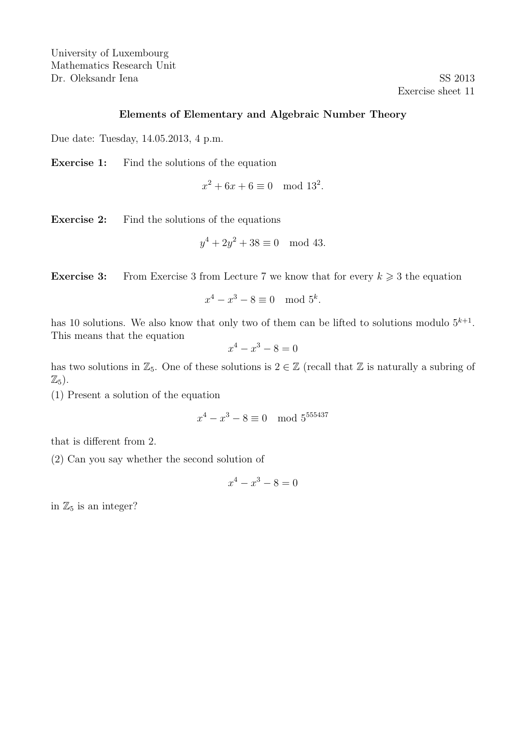University of Luxembourg
Mathematics Research Unit
Dr. Oleksandr Iena

SS 2013
Exercise sheet 11

### Elements of Elementary and Algebraic Number Theory

Due date: Tuesday, 14.05.2013, 4 p.m.

**Exercise 1:** Find the solutions of the equation

$$x^2 + 6x + 6 \equiv 0 \mod 13^2.$$

**Exercise 2:** Find the solutions of the equations

$$y^4 + 2y^2 + 38 \equiv 0 \mod 43.$$

**Exercise 3:** From Exercise 3 from Lecture 7 we know that for every $k \geqslant 3$ the equation

$$x^4 - x^3 - 8 \equiv 0 \mod 5^k.$$

has 10 solutions. We also know that only two of them can be lifted to solutions modulo $5^{k+1}$. This means that the equation

$$x^4 - x^3 - 8 = 0$$

has two solutions in $\mathbb{Z}_5$. One of these solutions is $2 \in \mathbb{Z}$ (recall that $\mathbb{Z}$ is naturally a subring of $\mathbb{Z}_5$).

(1) Present a solution of the equation

$$x^4 - x^3 - 8 \equiv 0 \mod 5^{555437}$$

that is different from 2.

(2) Can you say whether the second solution of

$$x^4 - x^3 - 8 = 0$$

in $\mathbb{Z}_5$ is an integer?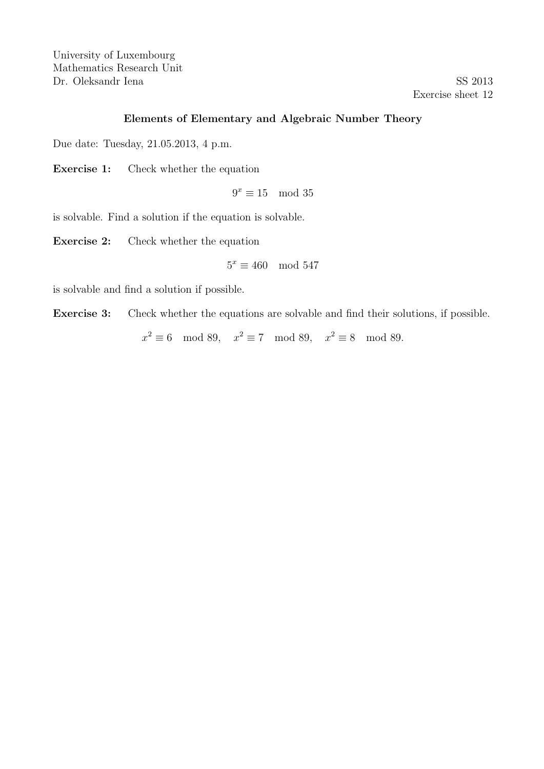University of Luxembourg
Mathematics Research Unit
Dr. Oleksandr Iena

SS 2013
Exercise sheet 12

### Elements of Elementary and Algebraic Number Theory

Due date: Tuesday, 21.05.2013, 4 p.m.

**Exercise 1:** Check whether the equation

$$9^x \equiv 15 \mod 35$$

is solvable. Find a solution if the equation is solvable.

**Exercise 2:** Check whether the equation

$$5^x \equiv 460 \mod 547$$

is solvable and find a solution if possible.

**Exercise 3:** Check whether the equations are solvable and find their solutions, if possible.

$$x^2 \equiv 6 \mod 89, \quad x^2 \equiv 7 \mod 89, \quad x^2 \equiv 8 \mod 89.$$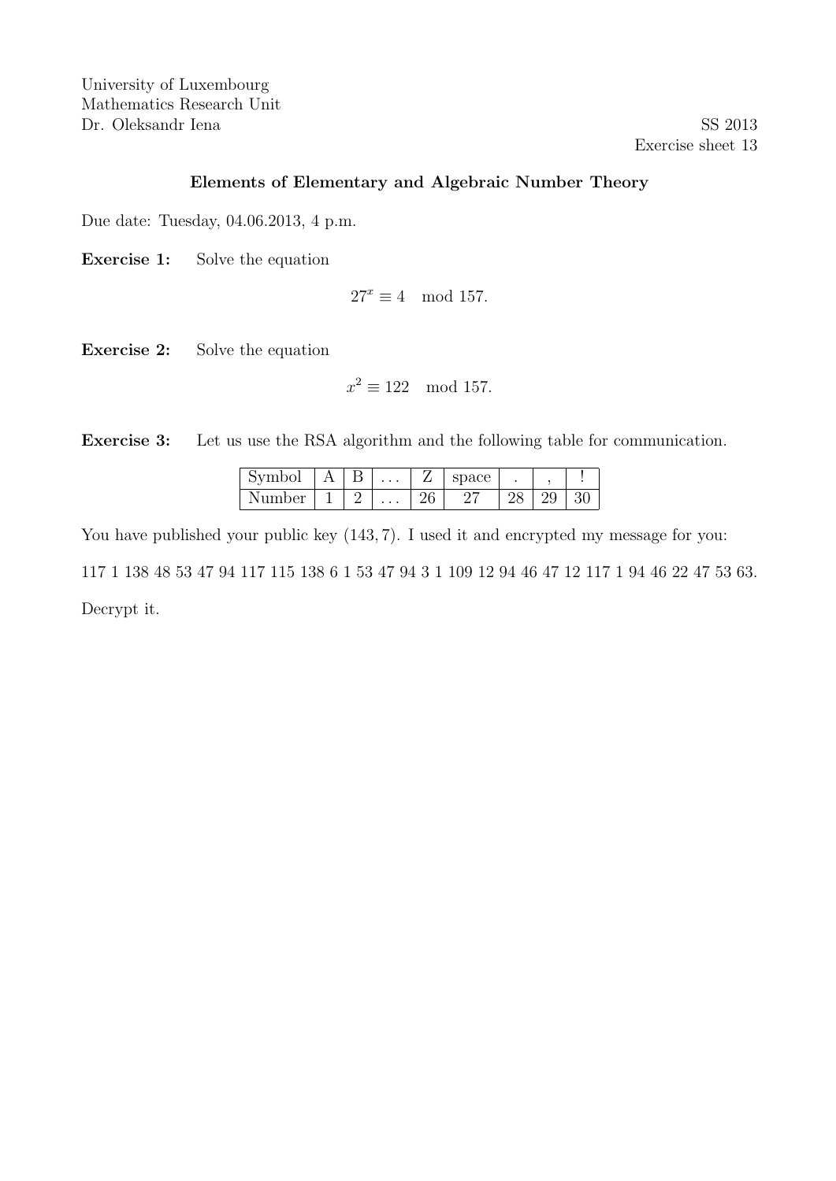University of Luxembourg
Mathematics Research Unit
Dr. Oleksandr Iena

SS 2013
Exercise sheet 13

## Elements of Elementary and Algebraic Number Theory

Due date: Tuesday, 04.06.2013, 4 p.m.

**Exercise 1:** Solve the equation

$$27^x \equiv 4 \mod 157.$$

**Exercise 2:** Solve the equation

$$x^2 \equiv 122 \mod 157.$$

**Exercise 3:** Let us use the RSA algorithm and the following table for communication.

| Symbol | A | B | ... | Z | space | . | , | ! |
|---|---|---|---|---|---|---|---|---|
| Number | 1 | 2 | ... | 26 | 27 | 28 | 29 | 30 |

You have published your public key $(143, 7)$. I used it and encrypted my message for you:

117 1 138 48 53 47 94 117 115 138 6 1 53 47 94 3 1 109 12 94 46 47 12 117 1 94 46 22 47 53 63.

Decrypt it.